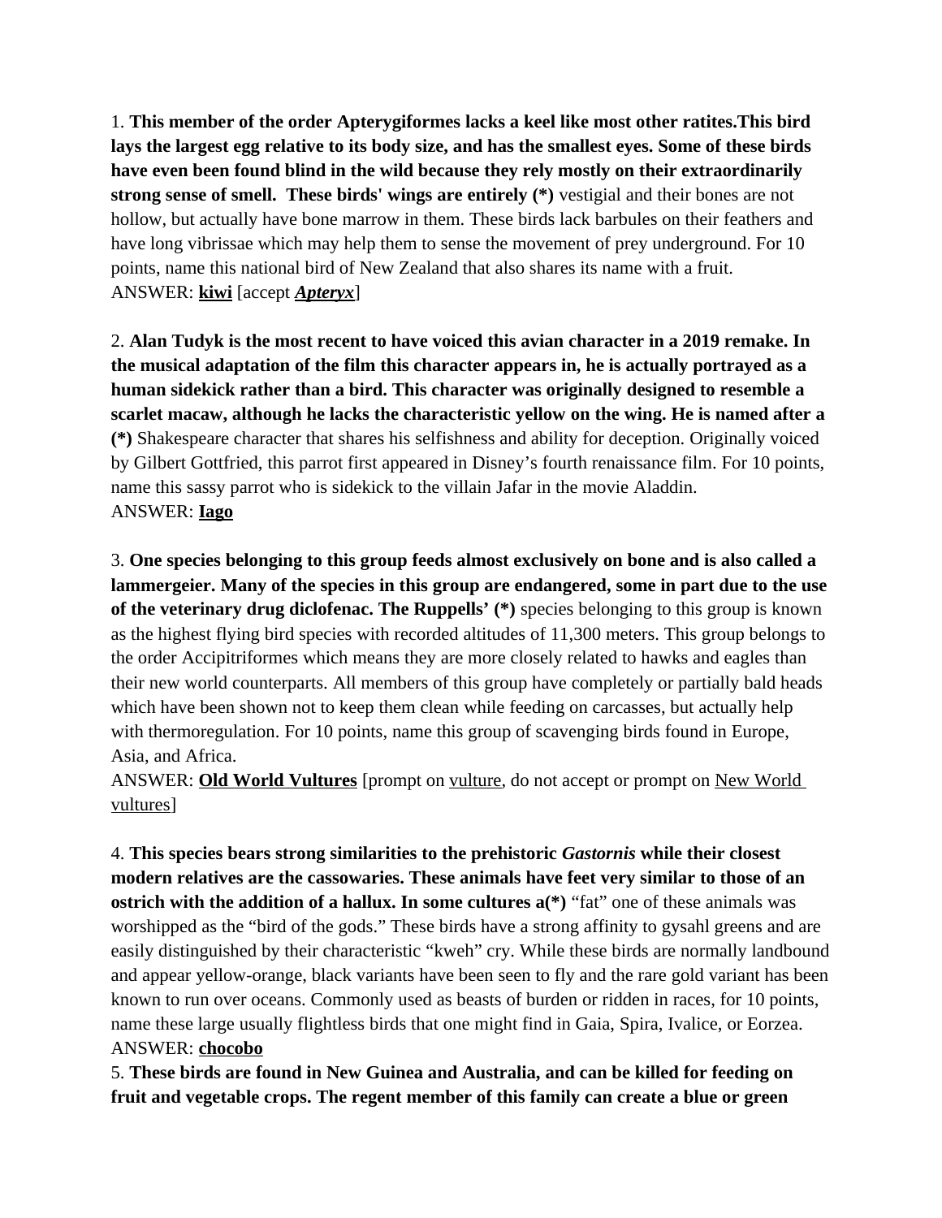1. **This member of the order Apterygiformes lacks a keel like most other ratites.This bird lays the largest egg relative to its body size, and has the smallest eyes. Some of these birds have even been found blind in the wild because they rely mostly on their extraordinarily strong sense of smell. These birds' wings are entirely (*)** vestigial and their bones are not hollow, but actually have bone marrow in them. These birds lack barbules on their feathers and have long vibrissae which may help them to sense the movement of prey underground. For 10 points, name this national bird of New Zealand that also shares its name with a fruit.
ANSWER: **kiwi** [accept ***Apteryx***]

2. **Alan Tudyk is the most recent to have voiced this avian character in a 2019 remake. In the musical adaptation of the film this character appears in, he is actually portrayed as a human sidekick rather than a bird. This character was originally designed to resemble a scarlet macaw, although he lacks the characteristic yellow on the wing. He is named after a (*)** Shakespeare character that shares his selfishness and ability for deception. Originally voiced by Gilbert Gottfried, this parrot first appeared in Disney's fourth renaissance film. For 10 points, name this sassy parrot who is sidekick to the villain Jafar in the movie Aladdin.
ANSWER: **Iago**

3. **One species belonging to this group feeds almost exclusively on bone and is also called a lammergeier. Many of the species in this group are endangered, some in part due to the use of the veterinary drug diclofenac. The Ruppells' (*)** species belonging to this group is known as the highest flying bird species with recorded altitudes of 11,300 meters. This group belongs to the order Accipitriformes which means they are more closely related to hawks and eagles than their new world counterparts. All members of this group have completely or partially bald heads which have been shown not to keep them clean while feeding on carcasses, but actually help with thermoregulation. For 10 points, name this group of scavenging birds found in Europe, Asia, and Africa.
ANSWER: **Old World Vultures** [prompt on vulture, do not accept or prompt on New World vultures]

4. **This species bears strong similarities to the prehistoric *Gastornis* while their closest modern relatives are the cassowaries. These animals have feet very similar to those of an ostrich with the addition of a hallux. In some cultures a(*)** "fat" one of these animals was worshipped as the "bird of the gods." These birds have a strong affinity to gysahl greens and are easily distinguished by their characteristic "kweh" cry. While these birds are normally landbound and appear yellow-orange, black variants have been seen to fly and the rare gold variant has been known to run over oceans. Commonly used as beasts of burden or ridden in races, for 10 points, name these large usually flightless birds that one might find in Gaia, Spira, Ivalice, or Eorzea.
ANSWER: **chocobo**

5. **These birds are found in New Guinea and Australia, and can be killed for feeding on fruit and vegetable crops. The regent member of this family can create a blue or green**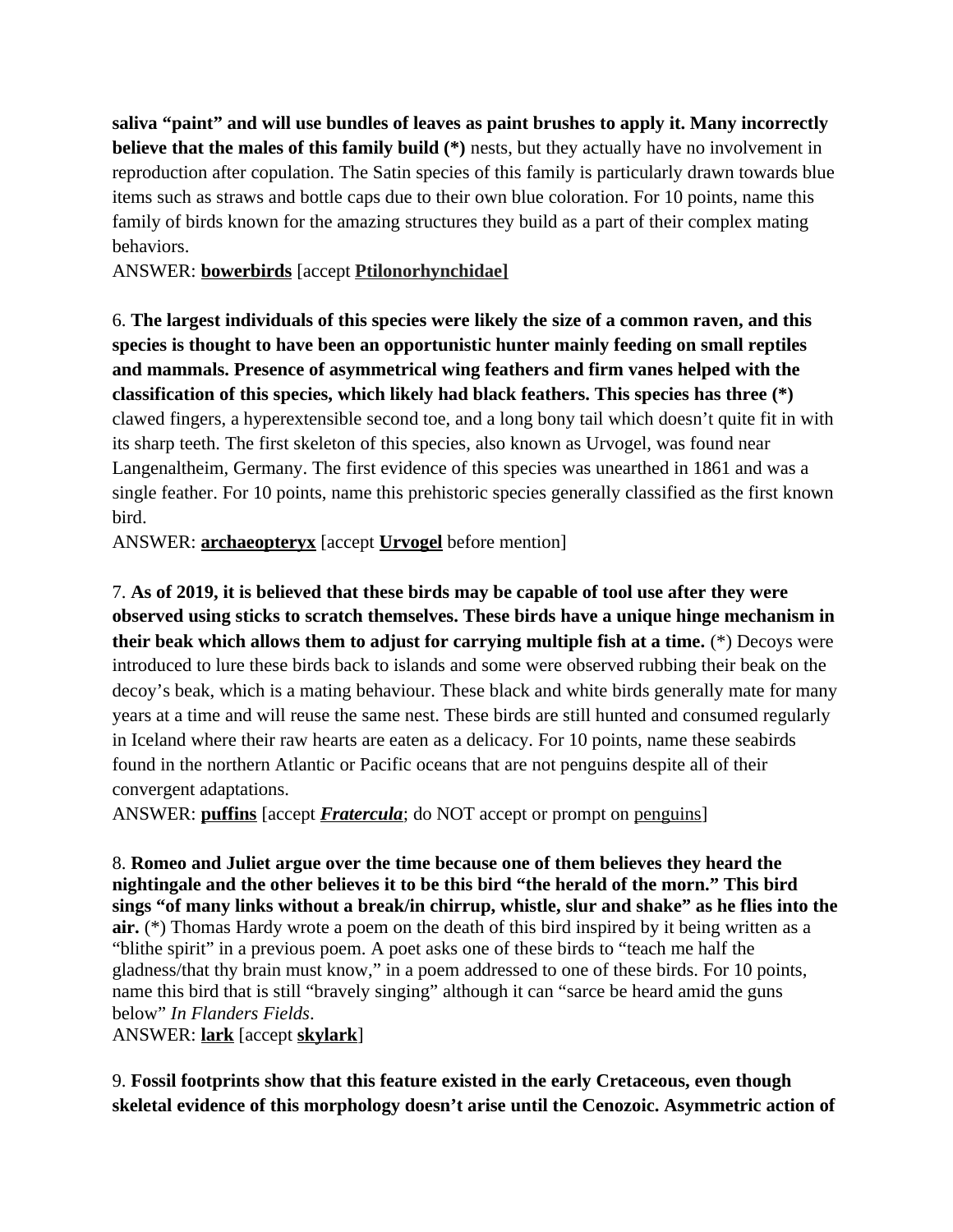**saliva “paint” and will use bundles of leaves as paint brushes to apply it. Many incorrectly believe that the males of this family build (*)** nests, but they actually have no involvement in reproduction after copulation. The Satin species of this family is particularly drawn towards blue items such as straws and bottle caps due to their own blue coloration. For 10 points, name this family of birds known for the amazing structures they build as a part of their complex mating behaviors.
ANSWER: **<u>bowerbirds</u>** [accept **<u>Ptilonorhynchidae]</u>**

6. **The largest individuals of this species were likely the size of a common raven, and this species is thought to have been an opportunistic hunter mainly feeding on small reptiles and mammals. Presence of asymmetrical wing feathers and firm vanes helped with the classification of this species, which likely had black feathers. This species has three (*)** clawed fingers, a hyperextensible second toe, and a long bony tail which doesn’t quite fit in with its sharp teeth. The first skeleton of this species, also known as Urvogel, was found near Langenaltheim, Germany. The first evidence of this species was unearthed in 1861 and was a single feather. For 10 points, name this prehistoric species generally classified as the first known bird.
ANSWER: **<u>archaeopteryx</u>** [accept **<u>Urvogel</u>** before mention]

7. **As of 2019, it is believed that these birds may be capable of tool use after they were observed using sticks to scratch themselves. These birds have a unique hinge mechanism in their beak which allows them to adjust for carrying multiple fish at a time.** (*) Decoys were introduced to lure these birds back to islands and some were observed rubbing their beak on the decoy’s beak, which is a mating behaviour. These black and white birds generally mate for many years at a time and will reuse the same nest. These birds are still hunted and consumed regularly in Iceland where their raw hearts are eaten as a delicacy. For 10 points, name these seabirds found in the northern Atlantic or Pacific oceans that are not penguins despite all of their convergent adaptations.
ANSWER: **<u>puffins</u>** [accept ***<u>Fratercula</u>***; do NOT accept or prompt on <u>penguins</u>]

8. **Romeo and Juliet argue over the time because one of them believes they heard the nightingale and the other believes it to be this bird “the herald of the morn.” This bird sings “of many links without a break/in chirrup, whistle, slur and shake” as he flies into the air.** (*) Thomas Hardy wrote a poem on the death of this bird inspired by it being written as a “blithe spirit” in a previous poem. A poet asks one of these birds to “teach me half the gladness/that thy brain must know,” in a poem addressed to one of these birds. For 10 points, name this bird that is still “bravely singing” although it can “sarce be heard amid the guns below” *In Flanders Fields*.
ANSWER: **<u>lark</u>** [accept **<u>skylark</u>**]

9. **Fossil footprints show that this feature existed in the early Cretaceous, even though skeletal evidence of this morphology doesn’t arise until the Cenozoic. Asymmetric action of**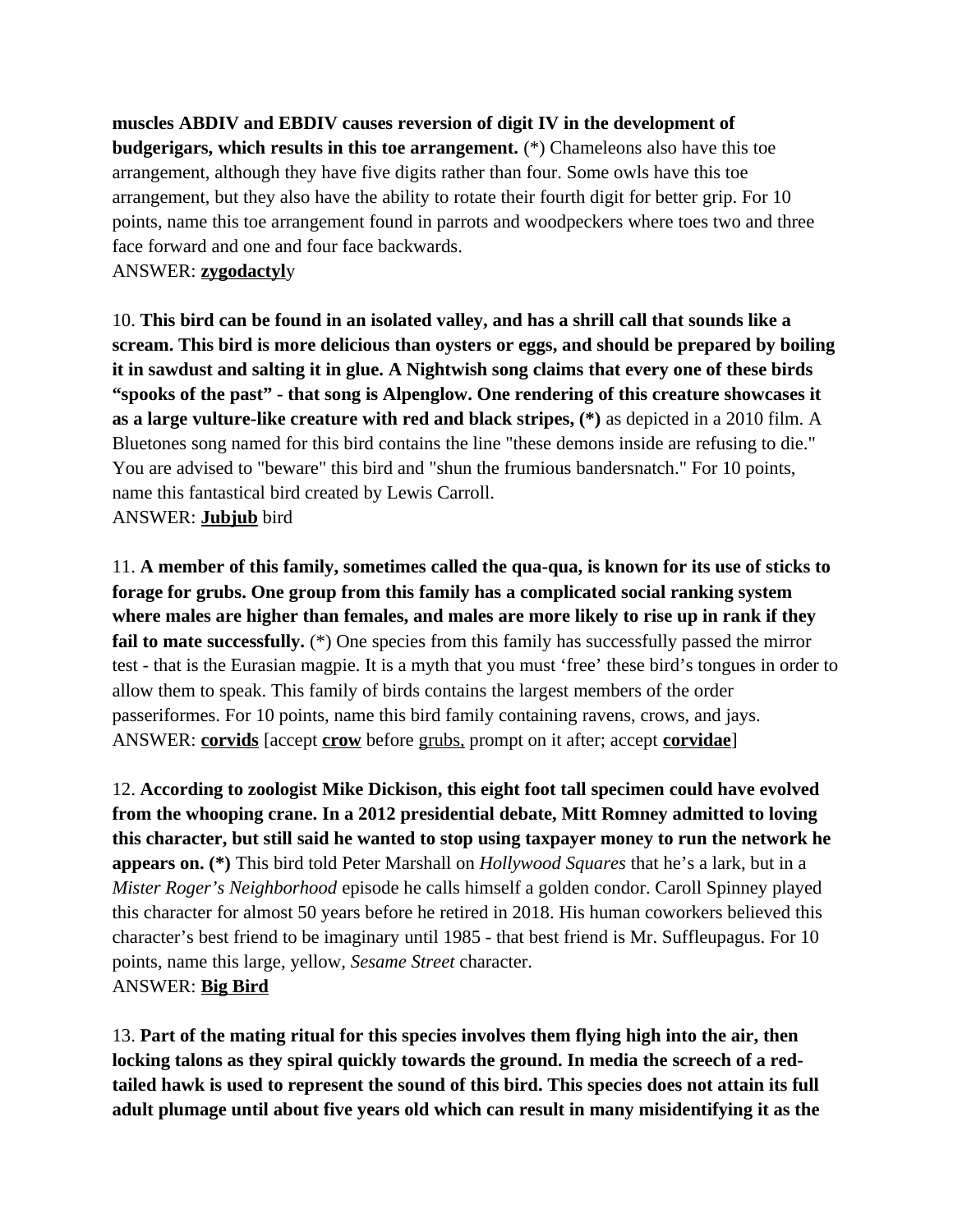**muscles ABDIV and EBDIV causes reversion of digit IV in the development of budgerigars, which results in this toe arrangement.** (*) Chameleons also have this toe arrangement, although they have five digits rather than four. Some owls have this toe arrangement, but they also have the ability to rotate their fourth digit for better grip. For 10 points, name this toe arrangement found in parrots and woodpeckers where toes two and three face forward and one and four face backwards.
ANSWER: **<u>zygodactyl</u>**y

10. **This bird can be found in an isolated valley, and has a shrill call that sounds like a scream. This bird is more delicious than oysters or eggs, and should be prepared by boiling it in sawdust and salting it in glue. A Nightwish song claims that every one of these birds "spooks of the past" - that song is Alpenglow. One rendering of this creature showcases it as a large vulture-like creature with red and black stripes, (*)** as depicted in a 2010 film. A Bluetones song named for this bird contains the line "these demons inside are refusing to die." You are advised to "beware" this bird and "shun the frumious bandersnatch." For 10 points, name this fantastical bird created by Lewis Carroll.
ANSWER: **<u>Jubjub</u>** bird

11. **A member of this family, sometimes called the qua-qua, is known for its use of sticks to forage for grubs. One group from this family has a complicated social ranking system where males are higher than females, and males are more likely to rise up in rank if they fail to mate successfully.** (*) One species from this family has successfully passed the mirror test - that is the Eurasian magpie. It is a myth that you must 'free' these bird's tongues in order to allow them to speak. This family of birds contains the largest members of the order passeriformes. For 10 points, name this bird family containing ravens, crows, and jays.
ANSWER: **<u>corvids</u>** [accept **<u>crow</u>** before <u>grubs,</u> prompt on it after; accept **<u>corvidae</u>**]

12. **According to zoologist Mike Dickison, this eight foot tall specimen could have evolved from the whooping crane. In a 2012 presidential debate, Mitt Romney admitted to loving this character, but still said he wanted to stop using taxpayer money to run the network he appears on. (*)** This bird told Peter Marshall on *Hollywood Squares* that he's a lark, but in a *Mister Roger's Neighborhood* episode he calls himself a golden condor. Caroll Spinney played this character for almost 50 years before he retired in 2018. His human coworkers believed this character's best friend to be imaginary until 1985 - that best friend is Mr. Suffleupagus. For 10 points, name this large, yellow, *Sesame Street* character.
ANSWER: **<u>Big Bird</u>**

13. **Part of the mating ritual for this species involves them flying high into the air, then locking talons as they spiral quickly towards the ground. In media the screech of a red-tailed hawk is used to represent the sound of this bird. This species does not attain its full adult plumage until about five years old which can result in many misidentifying it as the**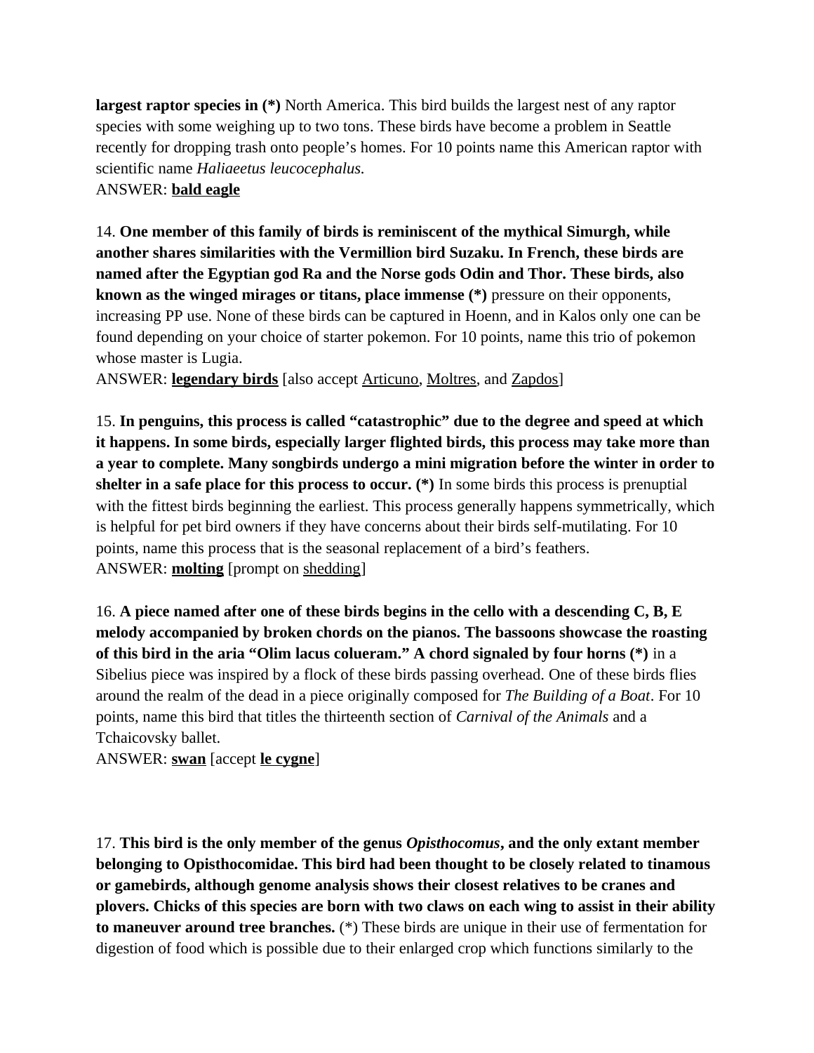**largest raptor species in (*)** North America. This bird builds the largest nest of any raptor species with some weighing up to two tons. These birds have become a problem in Seattle recently for dropping trash onto people's homes. For 10 points name this American raptor with scientific name *Haliaeetus leucocephalus.*
ANSWER: **bald eagle**

14. **One member of this family of birds is reminiscent of the mythical Simurgh, while another shares similarities with the Vermillion bird Suzaku. In French, these birds are named after the Egyptian god Ra and the Norse gods Odin and Thor. These birds, also known as the winged mirages or titans, place immense (*)** pressure on their opponents, increasing PP use. None of these birds can be captured in Hoenn, and in Kalos only one can be found depending on your choice of starter pokemon. For 10 points, name this trio of pokemon whose master is Lugia.
ANSWER: **legendary birds** [also accept Articuno, Moltres, and Zapdos]

15. **In penguins, this process is called "catastrophic" due to the degree and speed at which it happens. In some birds, especially larger flighted birds, this process may take more than a year to complete. Many songbirds undergo a mini migration before the winter in order to shelter in a safe place for this process to occur. (*)** In some birds this process is prenuptial with the fittest birds beginning the earliest. This process generally happens symmetrically, which is helpful for pet bird owners if they have concerns about their birds self-mutilating. For 10 points, name this process that is the seasonal replacement of a bird's feathers.
ANSWER: **molting** [prompt on shedding]

16. **A piece named after one of these birds begins in the cello with a descending C, B, E melody accompanied by broken chords on the pianos. The bassoons showcase the roasting of this bird in the aria "Olim lacus colueram." A chord signaled by four horns (*)** in a Sibelius piece was inspired by a flock of these birds passing overhead. One of these birds flies around the realm of the dead in a piece originally composed for *The Building of a Boat*. For 10 points, name this bird that titles the thirteenth section of *Carnival of the Animals* and a Tchaicovsky ballet.
ANSWER: **swan** [accept **le cygne**]

17. **This bird is the only member of the genus *Opisthocomus*, and the only extant member belonging to Opisthocomidae. This bird had been thought to be closely related to tinamous or gamebirds, although genome analysis shows their closest relatives to be cranes and plovers. Chicks of this species are born with two claws on each wing to assist in their ability to maneuver around tree branches.** (*) These birds are unique in their use of fermentation for digestion of food which is possible due to their enlarged crop which functions similarly to the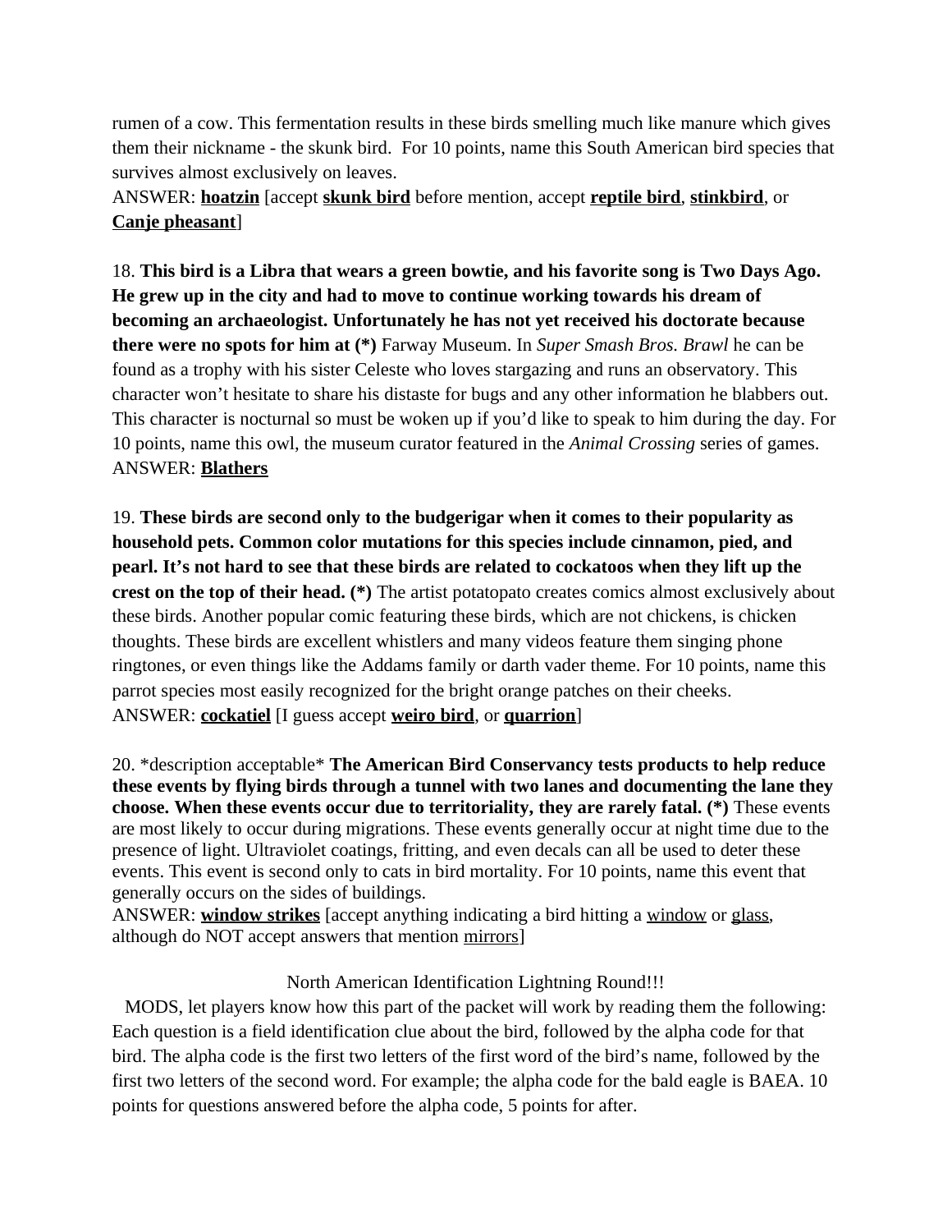rumen of a cow. This fermentation results in these birds smelling much like manure which gives them their nickname - the skunk bird. For 10 points, name this South American bird species that survives almost exclusively on leaves.
ANSWER: **hoatzin** [accept **skunk bird** before mention, accept **reptile bird**, **stinkbird**, or **Canje pheasant**]

18. **This bird is a Libra that wears a green bowtie, and his favorite song is Two Days Ago. He grew up in the city and had to move to continue working towards his dream of becoming an archaeologist. Unfortunately he has not yet received his doctorate because there were no spots for him at (*)** Farway Museum. In *Super Smash Bros. Brawl* he can be found as a trophy with his sister Celeste who loves stargazing and runs an observatory. This character won't hesitate to share his distaste for bugs and any other information he blabbers out. This character is nocturnal so must be woken up if you'd like to speak to him during the day. For 10 points, name this owl, the museum curator featured in the *Animal Crossing* series of games.
ANSWER: **Blathers**

19. **These birds are second only to the budgerigar when it comes to their popularity as household pets. Common color mutations for this species include cinnamon, pied, and pearl. It's not hard to see that these birds are related to cockatoos when they lift up the crest on the top of their head. (*)** The artist potatopato creates comics almost exclusively about these birds. Another popular comic featuring these birds, which are not chickens, is chicken thoughts. These birds are excellent whistlers and many videos feature them singing phone ringtones, or even things like the Addams family or darth vader theme. For 10 points, name this parrot species most easily recognized for the bright orange patches on their cheeks.
ANSWER: **cockatiel** [I guess accept **weiro bird**, or **quarrion**]

20. *description acceptable* **The American Bird Conservancy tests products to help reduce these events by flying birds through a tunnel with two lanes and documenting the lane they choose. When these events occur due to territoriality, they are rarely fatal. (*)** These events are most likely to occur during migrations. These events generally occur at night time due to the presence of light. Ultraviolet coatings, fritting, and even decals can all be used to deter these events. This event is second only to cats in bird mortality. For 10 points, name this event that generally occurs on the sides of buildings.
ANSWER: **window strikes** [accept anything indicating a bird hitting a window or glass, although do NOT accept answers that mention mirrors]

North American Identification Lightning Round!!!

MODS, let players know how this part of the packet will work by reading them the following: Each question is a field identification clue about the bird, followed by the alpha code for that bird. The alpha code is the first two letters of the first word of the bird's name, followed by the first two letters of the second word. For example; the alpha code for the bald eagle is BAEA. 10 points for questions answered before the alpha code, 5 points for after.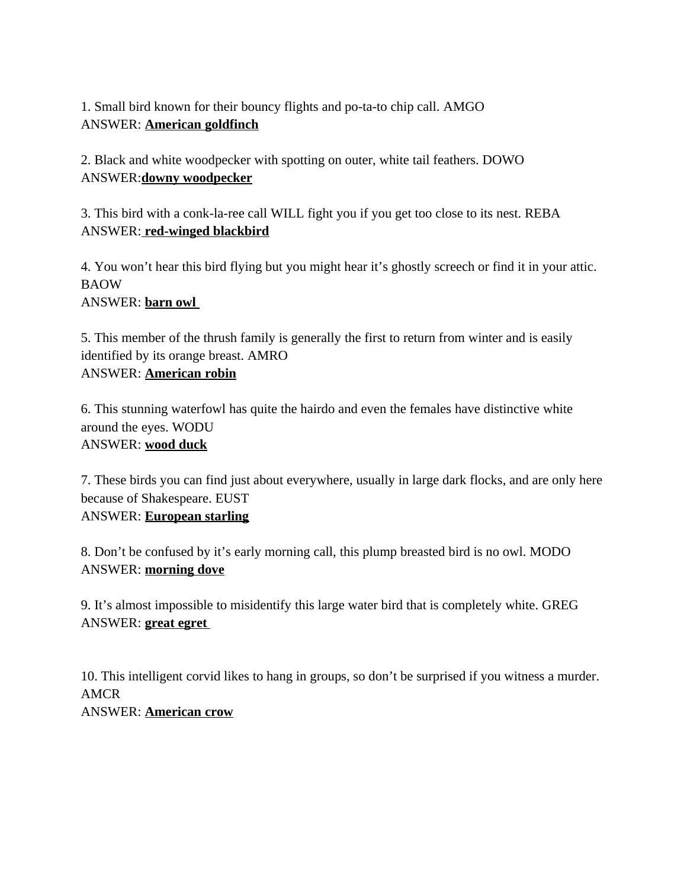1. Small bird known for their bouncy flights and po-ta-to chip call. AMGO
ANSWER: **American goldfinch**

2. Black and white woodpecker with spotting on outer, white tail feathers. DOWO
ANSWER:**downy woodpecker**

3. This bird with a conk-la-ree call WILL fight you if you get too close to its nest. REBA
ANSWER: **red-winged blackbird**

4. You won't hear this bird flying but you might hear it's ghostly screech or find it in your attic. BAOW
ANSWER: **barn owl**

5. This member of the thrush family is generally the first to return from winter and is easily identified by its orange breast. AMRO
ANSWER: **American robin**

6. This stunning waterfowl has quite the hairdo and even the females have distinctive white around the eyes. WODU
ANSWER: **wood duck**

7. These birds you can find just about everywhere, usually in large dark flocks, and are only here because of Shakespeare. EUST
ANSWER: **European starling**

8. Don't be confused by it's early morning call, this plump breasted bird is no owl. MODO
ANSWER: **morning dove**

9. It's almost impossible to misidentify this large water bird that is completely white. GREG
ANSWER: **great egret**

10. This intelligent corvid likes to hang in groups, so don't be surprised if you witness a murder. AMCR
ANSWER: **American crow**